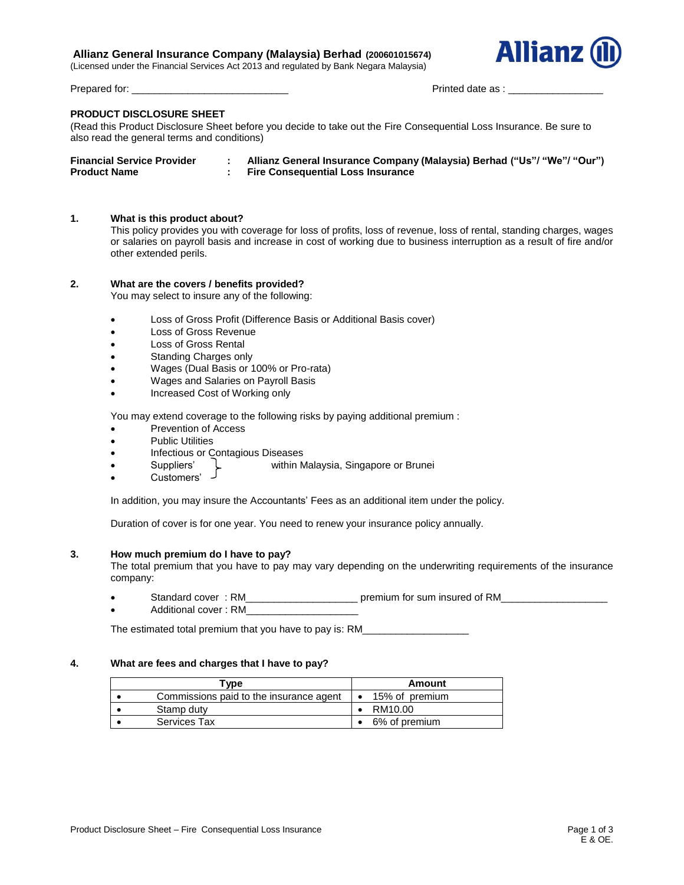**Allianz General Insurance Company (Malaysia) Berhad (200601015674)**
(Licensed under the Financial Services Act 2013 and regulated by Bank Negara Malaysia)

Prepared for: ____________________________ Printed date as : _________________

## PRODUCT DISCLOSURE SHEET

(Read this Product Disclosure Sheet before you decide to take out the Fire Consequential Loss Insurance. Be sure to also read the general terms and conditions)

| | | |
|---|---|---|
| **Financial Service Provider** | : | **Allianz General Insurance Company (Malaysia) Berhad ("Us"/ "We"/ "Our")** |
| **Product Name** | : | **Fire Consequential Loss Insurance** |

### 1. What is this product about?

This policy provides you with coverage for loss of profits, loss of revenue, loss of rental, standing charges, wages or salaries on payroll basis and increase in cost of working due to business interruption as a result of fire and/or other extended perils.

### 2. What are the covers / benefits provided?

You may select to insure any of the following:

- Loss of Gross Profit (Difference Basis or Additional Basis cover)
- Loss of Gross Revenue
- Loss of Gross Rental
- Standing Charges only
- Wages (Dual Basis or 100% or Pro-rata)
- Wages and Salaries on Payroll Basis
- Increased Cost of Working only

You may extend coverage to the following risks by paying additional premium :

- Prevention of Access
- Public Utilities
- Infectious or Contagious Diseases
- Suppliers' } within Malaysia, Singapore or Brunei
- Customers' }

In addition, you may insure the Accountants' Fees as an additional item under the policy.

Duration of cover is for one year. You need to renew your insurance policy annually.

### 3. How much premium do I have to pay?

The total premium that you have to pay may vary depending on the underwriting requirements of the insurance company:

- Standard cover : RM___________________ premium for sum insured of RM___________________
- Additional cover : RM___________________

The estimated total premium that you have to pay is: RM__________________

### 4. What are fees and charges that I have to pay?

| Type | Amount |
|---|---|
| • Commissions paid to the insurance agent | • 15% of premium |
| • Stamp duty | • RM10.00 |
| • Services Tax | • 6% of premium |

E & OE.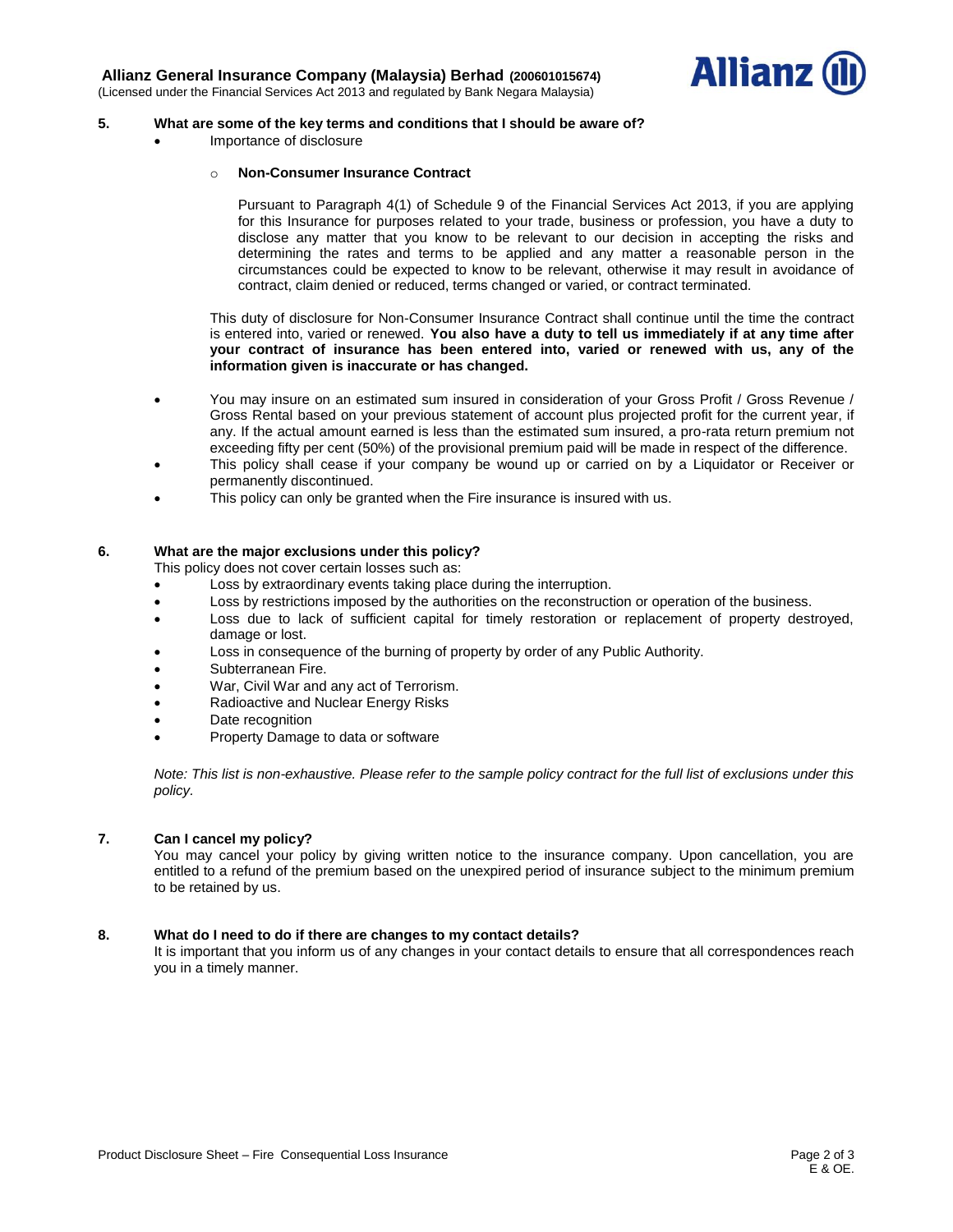**5. What are some of the key terms and conditions that I should be aware of?**

- Importance of disclosure
  - **Non-Consumer Insurance Contract**

    Pursuant to Paragraph 4(1) of Schedule 9 of the Financial Services Act 2013, if you are applying for this Insurance for purposes related to your trade, business or profession, you have a duty to disclose any matter that you know to be relevant to our decision in accepting the risks and determining the rates and terms to be applied and any matter a reasonable person in the circumstances could be expected to know to be relevant, otherwise it may result in avoidance of contract, claim denied or reduced, terms changed or varied, or contract terminated.

  This duty of disclosure for Non-Consumer Insurance Contract shall continue until the time the contract is entered into, varied or renewed. **You also have a duty to tell us immediately if at any time after your contract of insurance has been entered into, varied or renewed with us, any of the information given is inaccurate or has changed.**

- You may insure on an estimated sum insured in consideration of your Gross Profit / Gross Revenue / Gross Rental based on your previous statement of account plus projected profit for the current year, if any. If the actual amount earned is less than the estimated sum insured, a pro-rata return premium not exceeding fifty per cent (50%) of the provisional premium paid will be made in respect of the difference.
- This policy shall cease if your company be wound up or carried on by a Liquidator or Receiver or permanently discontinued.
- This policy can only be granted when the Fire insurance is insured with us.

**6. What are the major exclusions under this policy?**

This policy does not cover certain losses such as:

- Loss by extraordinary events taking place during the interruption.
- Loss by restrictions imposed by the authorities on the reconstruction or operation of the business.
- Loss due to lack of sufficient capital for timely restoration or replacement of property destroyed, damage or lost.
- Loss in consequence of the burning of property by order of any Public Authority.
- Subterranean Fire.
- War, Civil War and any act of Terrorism.
- Radioactive and Nuclear Energy Risks
- Date recognition
- Property Damage to data or software

*Note: This list is non-exhaustive. Please refer to the sample policy contract for the full list of exclusions under this policy.*

**7. Can I cancel my policy?**

You may cancel your policy by giving written notice to the insurance company. Upon cancellation, you are entitled to a refund of the premium based on the unexpired period of insurance subject to the minimum premium to be retained by us.

**8. What do I need to do if there are changes to my contact details?**

It is important that you inform us of any changes in your contact details to ensure that all correspondences reach you in a timely manner.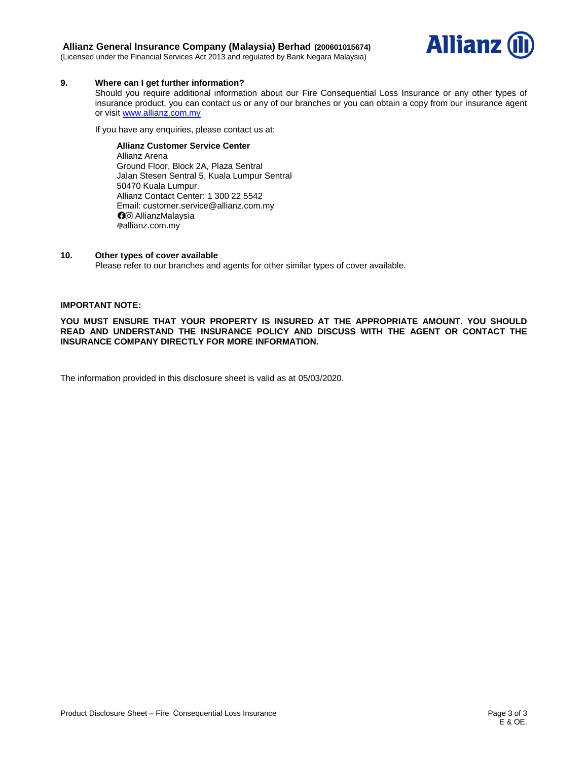**9. Where can I get further information?**

Should you require additional information about our Fire Consequential Loss Insurance or any other types of insurance product, you can contact us or any of our branches or you can obtain a copy from our insurance agent or visit [www.allianz.com.my](http://www.allianz.com.my)

If you have any enquiries, please contact us at:

**Allianz Customer Service Center**
Allianz Arena
Ground Floor, Block 2A, Plaza Sentral
Jalan Stesen Sentral 5, Kuala Lumpur Sentral
50470 Kuala Lumpur.
Allianz Contact Center: 1 300 22 5542
Email: customer.service@allianz.com.my
AllianzMalaysia
allianz.com.my

**10. Other types of cover available**

Please refer to our branches and agents for other similar types of cover available.

**IMPORTANT NOTE:**

**YOU MUST ENSURE THAT YOUR PROPERTY IS INSURED AT THE APPROPRIATE AMOUNT. YOU SHOULD READ AND UNDERSTAND THE INSURANCE POLICY AND DISCUSS WITH THE AGENT OR CONTACT THE INSURANCE COMPANY DIRECTLY FOR MORE INFORMATION.**

The information provided in this disclosure sheet is valid as at 05/03/2020.

E & OE.